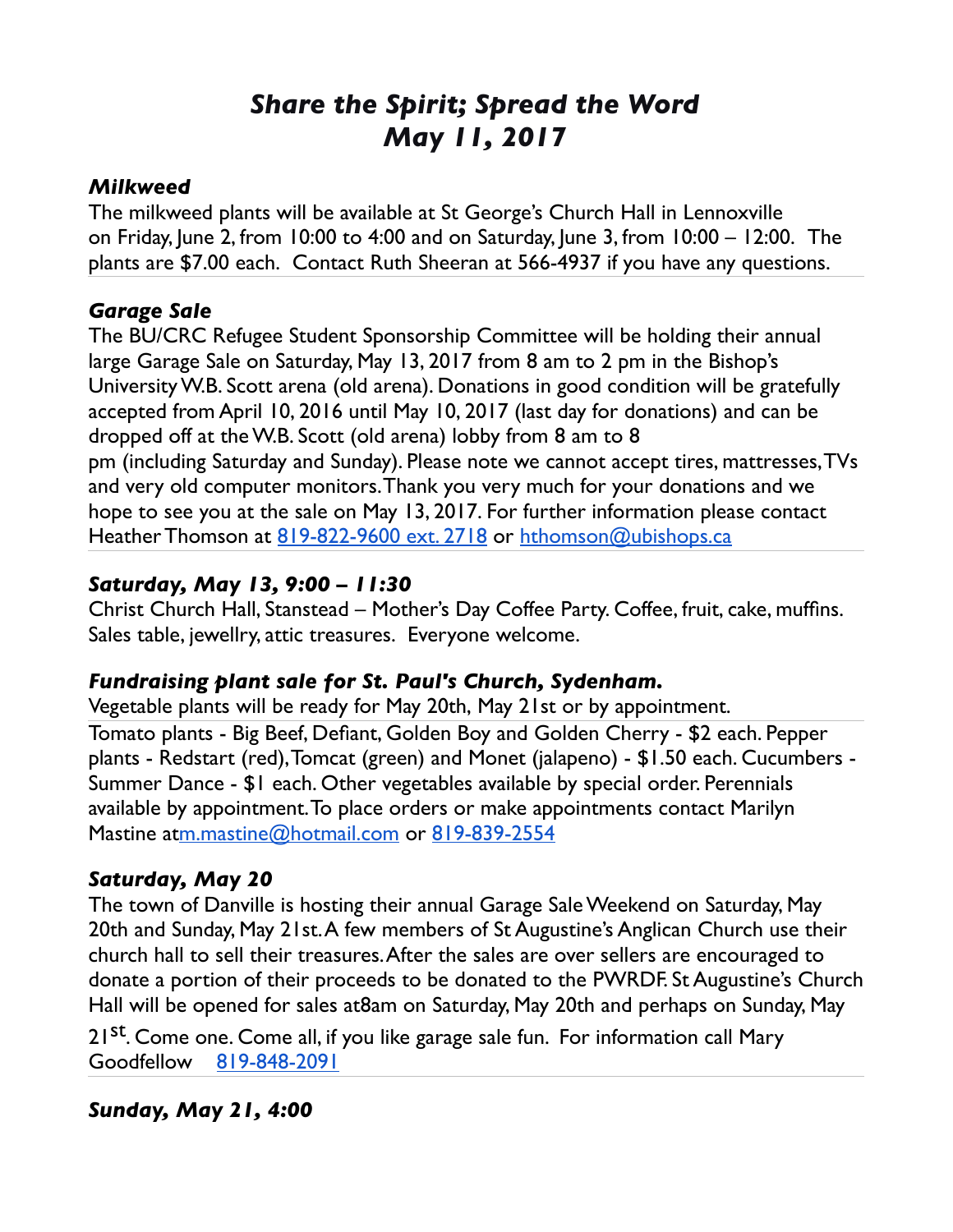# *Share the Spirit; Spread the Word*
# *May 11, 2017*

### *Milkweed*

The milkweed plants will be available at St George's Church Hall in Lennoxville on Friday, June 2, from 10:00 to 4:00 and on Saturday, June 3, from 10:00 – 12:00. The plants are $7.00 each. Contact Ruth Sheeran at 566-4937 if you have any questions.

### *Garage Sale*

The BU/CRC Refugee Student Sponsorship Committee will be holding their annual large Garage Sale on Saturday, May 13, 2017 from 8 am to 2 pm in the Bishop's University W.B. Scott arena (old arena). Donations in good condition will be gratefully accepted from April 10, 2016 until May 10, 2017 (last day for donations) and can be dropped off at the W.B. Scott (old arena) lobby from 8 am to 8 pm (including Saturday and Sunday). Please note we cannot accept tires, mattresses, TVs and very old computer monitors. Thank you very much for your donations and we hope to see you at the sale on May 13, 2017. For further information please contact Heather Thomson at 819-822-9600 ext. 2718 or hthomson@ubishops.ca

### *Saturday, May 13, 9:00 – 11:30*

Christ Church Hall, Stanstead – Mother's Day Coffee Party. Coffee, fruit, cake, muffins. Sales table, jewellry, attic treasures. Everyone welcome.

### *Fundraising plant sale for St. Paul's Church, Sydenham.*

Vegetable plants will be ready for May 20th, May 21st or by appointment.

Tomato plants - Big Beef, Defiant, Golden Boy and Golden Cherry - $2 each. Pepper plants - Redstart (red), Tomcat (green) and Monet (jalapeno) - $1.50 each. Cucumbers - Summer Dance - $1 each. Other vegetables available by special order. Perennials available by appointment. To place orders or make appointments contact Marilyn Mastine atm.mastine@hotmail.com or 819-839-2554

### *Saturday, May 20*

The town of Danville is hosting their annual Garage Sale Weekend on Saturday, May 20th and Sunday, May 21st. A few members of St Augustine's Anglican Church use their church hall to sell their treasures. After the sales are over sellers are encouraged to donate a portion of their proceeds to be donated to the PWRDF. St Augustine's Church Hall will be opened for sales at8am on Saturday, May 20th and perhaps on Sunday, May 21st. Come one. Come all, if you like garage sale fun. For information call Mary Goodfellow 819-848-2091

### *Sunday, May 21, 4:00*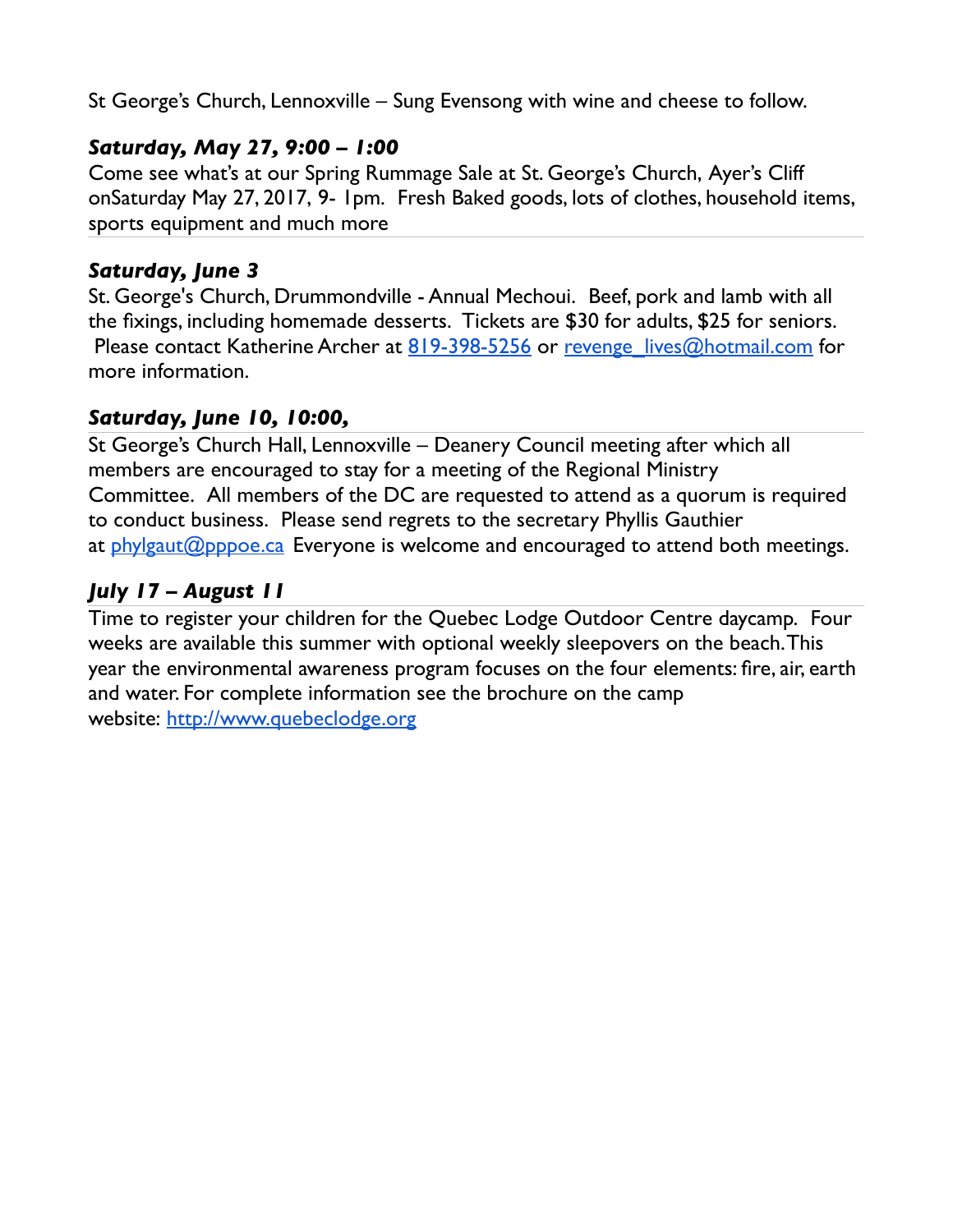St George's Church, Lennoxville – Sung Evensong with wine and cheese to follow.

### ***Saturday, May 27, 9:00 – 1:00***

Come see what's at our Spring Rummage Sale at St. George's Church, Ayer's Cliff onSaturday May 27, 2017, 9- 1pm. Fresh Baked goods, lots of clothes, household items, sports equipment and much more

---

### ***Saturday, June 3***

St. George's Church, Drummondville - Annual Mechoui. Beef, pork and lamb with all the fixings, including homemade desserts. Tickets are $30 for adults, $25 for seniors. Please contact Katherine Archer at 819-398-5256 or revenge_lives@hotmail.com for more information.

### ***Saturday, June 10, 10:00,***

---

St George's Church Hall, Lennoxville – Deanery Council meeting after which all members are encouraged to stay for a meeting of the Regional Ministry Committee. All members of the DC are requested to attend as a quorum is required to conduct business. Please send regrets to the secretary Phyllis Gauthier at phylgaut@pppoe.ca Everyone is welcome and encouraged to attend both meetings.

### ***July 17 – August 11***

---

Time to register your children for the Quebec Lodge Outdoor Centre daycamp. Four weeks are available this summer with optional weekly sleepovers on the beach. This year the environmental awareness program focuses on the four elements: fire, air, earth and water. For complete information see the brochure on the camp website: http://www.quebeclodge.org